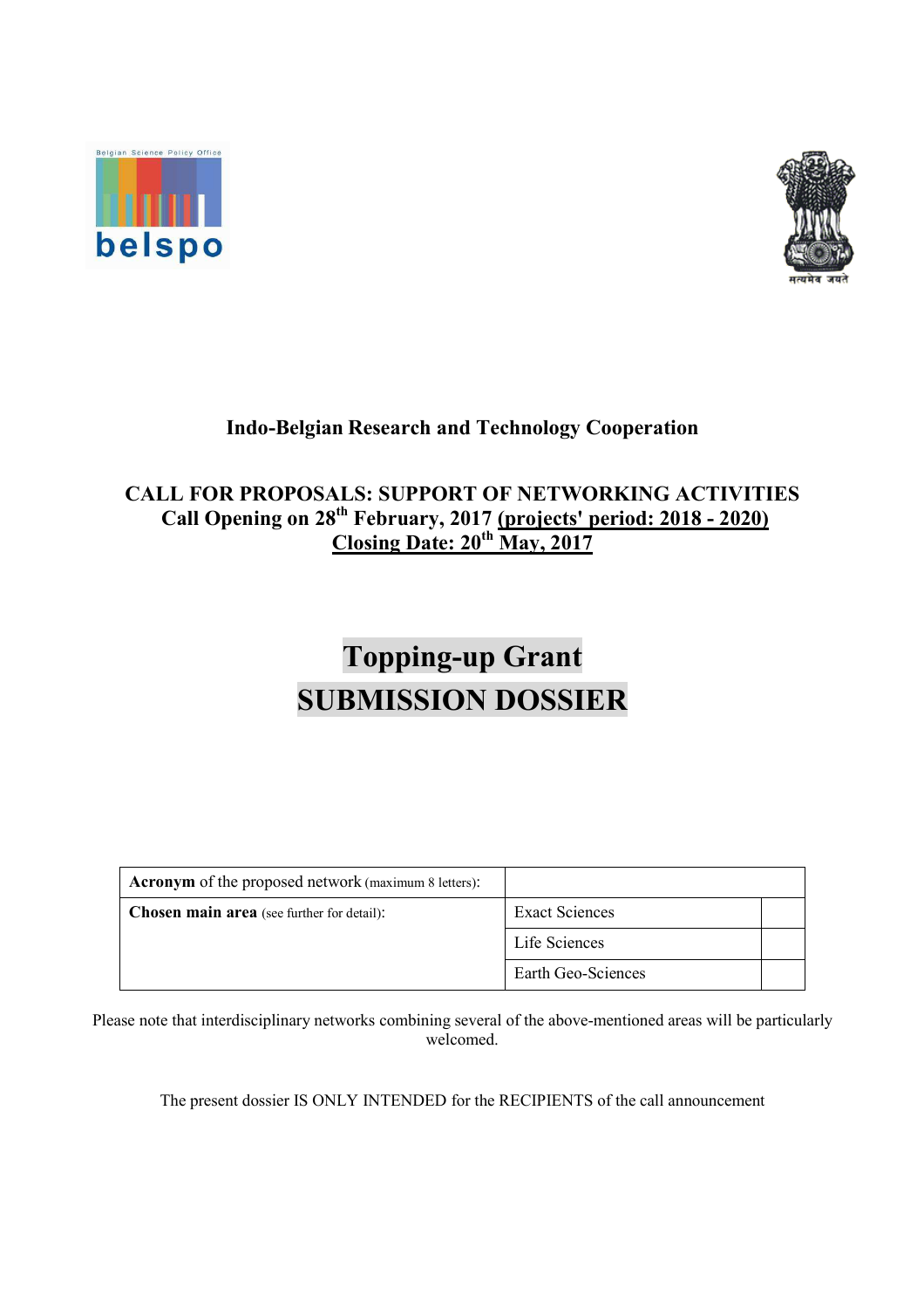**Indo-Belgian Research and Technology Cooperation**

**CALL FOR PROPOSALS: SUPPORT OF NETWORKING ACTIVITIES**
**Call Opening on 28th February, 2017 (projects' period: 2018 - 2020)**
**Closing Date: 20th May, 2017**

# Topping-up Grant
# SUBMISSION DOSSIER

| **Acronym** of the proposed network (maximum 8 letters): | | |
|---|---|---|
| **Chosen main area** (see further for detail): | Exact Sciences | |
| | Life Sciences | |
| | Earth Geo-Sciences | |

Please note that interdisciplinary networks combining several of the above-mentioned areas will be particularly welcomed.

The present dossier IS ONLY INTENDED for the RECIPIENTS of the call announcement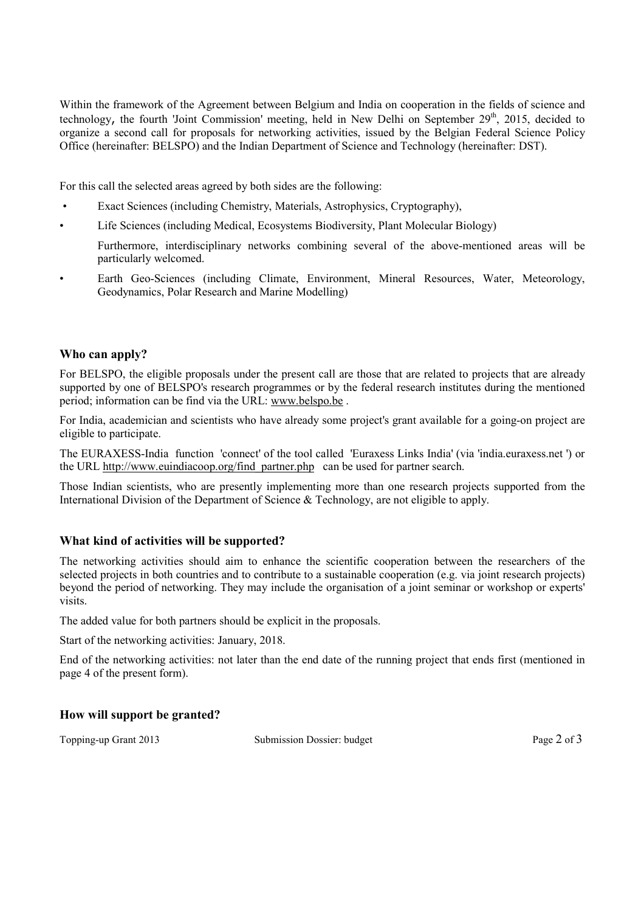Within the framework of the Agreement between Belgium and India on cooperation in the fields of science and technology, the fourth 'Joint Commission' meeting, held in New Delhi on September 29th, 2015, decided to organize a second call for proposals for networking activities, issued by the Belgian Federal Science Policy Office (hereinafter: BELSPO) and the Indian Department of Science and Technology (hereinafter: DST).

For this call the selected areas agreed by both sides are the following:

- Exact Sciences (including Chemistry, Materials, Astrophysics, Cryptography),
- Life Sciences (including Medical, Ecosystems Biodiversity, Plant Molecular Biology)

  Furthermore, interdisciplinary networks combining several of the above-mentioned areas will be particularly welcomed.
- Earth Geo-Sciences (including Climate, Environment, Mineral Resources, Water, Meteorology, Geodynamics, Polar Research and Marine Modelling)

### Who can apply?

For BELSPO, the eligible proposals under the present call are those that are related to projects that are already supported by one of BELSPO's research programmes or by the federal research institutes during the mentioned period; information can be find via the URL: www.belspo.be .

For India, academician and scientists who have already some project's grant available for a going-on project are eligible to participate.

The EURAXESS-India function 'connect' of the tool called 'Euraxess Links India' (via 'india.euraxess.net ') or the URL http://www.euindiacoop.org/find_partner.php can be used for partner search.

Those Indian scientists, who are presently implementing more than one research projects supported from the International Division of the Department of Science & Technology, are not eligible to apply.

### What kind of activities will be supported?

The networking activities should aim to enhance the scientific cooperation between the researchers of the selected projects in both countries and to contribute to a sustainable cooperation (e.g. via joint research projects) beyond the period of networking. They may include the organisation of a joint seminar or workshop or experts' visits.

The added value for both partners should be explicit in the proposals.

Start of the networking activities: January, 2018.

End of the networking activities: not later than the end date of the running project that ends first (mentioned in page 4 of the present form).

### How will support be granted?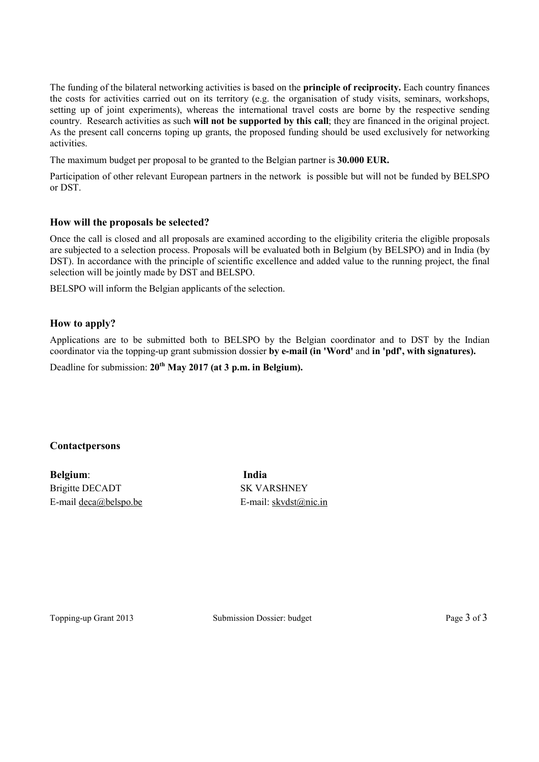The funding of the bilateral networking activities is based on the **principle of reciprocity.** Each country finances the costs for activities carried out on its territory (e.g. the organisation of study visits, seminars, workshops, setting up of joint experiments), whereas the international travel costs are borne by the respective sending country. Research activities as such **will not be supported by this call**; they are financed in the original project. As the present call concerns toping up grants, the proposed funding should be used exclusively for networking activities.

The maximum budget per proposal to be granted to the Belgian partner is **30.000 EUR.**

Participation of other relevant European partners in the network is possible but will not be funded by BELSPO or DST.

### How will the proposals be selected?

Once the call is closed and all proposals are examined according to the eligibility criteria the eligible proposals are subjected to a selection process. Proposals will be evaluated both in Belgium (by BELSPO) and in India (by DST). In accordance with the principle of scientific excellence and added value to the running project, the final selection will be jointly made by DST and BELSPO.

BELSPO will inform the Belgian applicants of the selection.

### How to apply?

Applications are to be submitted both to BELSPO by the Belgian coordinator and to DST by the Indian coordinator via the topping-up grant submission dossier **by e-mail (in 'Word'** and **in 'pdf', with signatures).**

Deadline for submission: **20th May 2017 (at 3 p.m. in Belgium).**

### Contactpersons

**Belgium**:
Brigitte DECADT
E-mail deca@belspo.be

**India**
SK VARSHNEY
E-mail: skvdst@nic.in